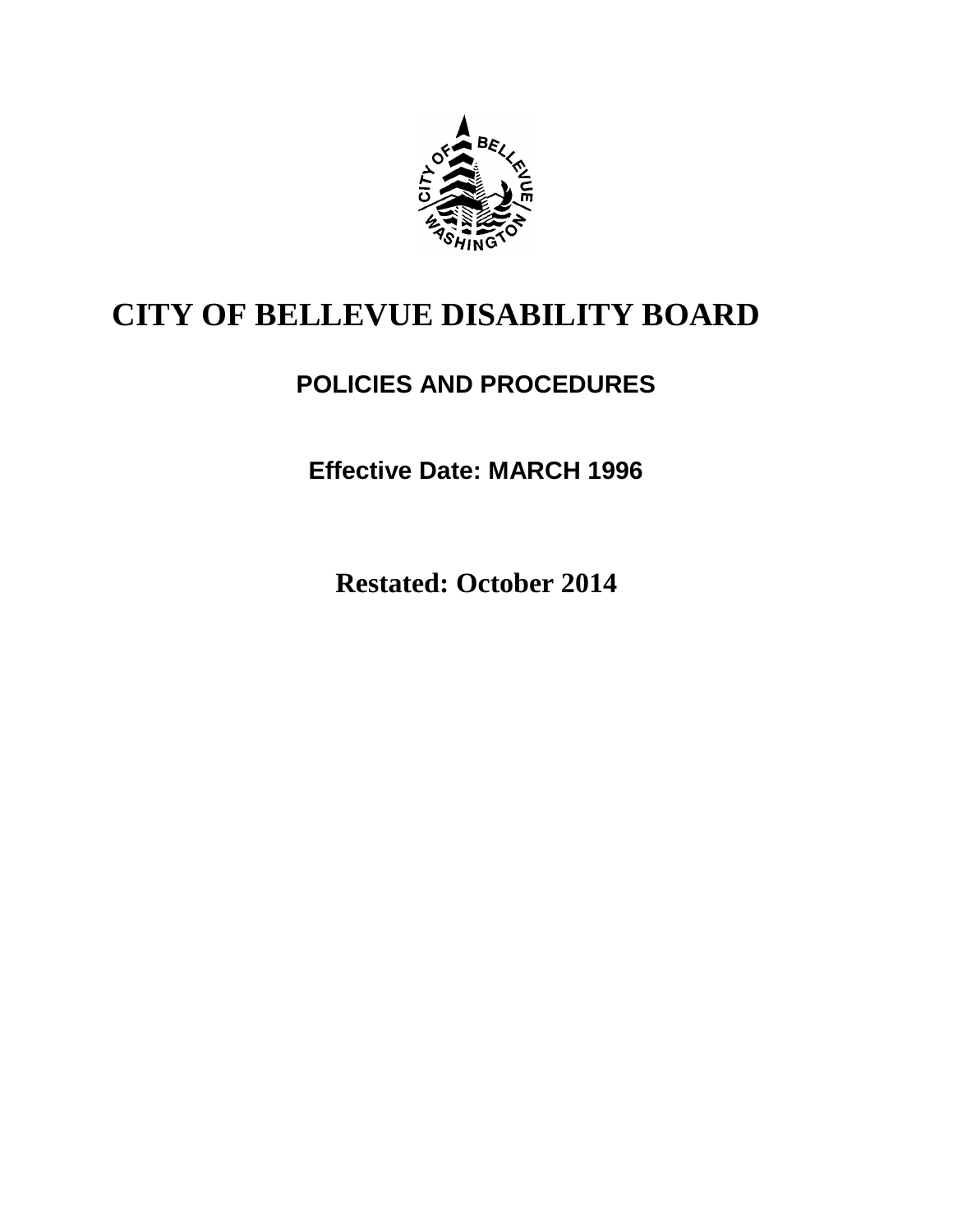# CITY OF BELLEVUE DISABILITY BOARD

## POLICIES AND PROCEDURES

**Effective Date: MARCH 1996**

**Restated: October 2014**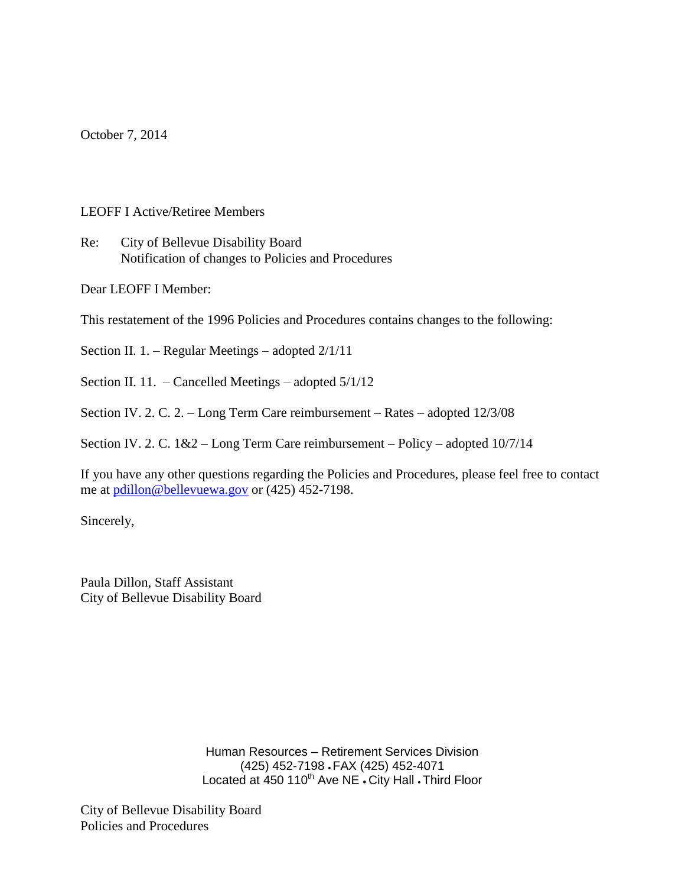October 7, 2014

LEOFF I Active/Retiree Members

Re: City of Bellevue Disability Board
Notification of changes to Policies and Procedures

Dear LEOFF I Member:

This restatement of the 1996 Policies and Procedures contains changes to the following:

Section II. 1. – Regular Meetings – adopted 2/1/11

Section II. 11. – Cancelled Meetings – adopted 5/1/12

Section IV. 2. C. 2. – Long Term Care reimbursement – Rates – adopted 12/3/08

Section IV. 2. C. 1&2 – Long Term Care reimbursement – Policy – adopted 10/7/14

If you have any other questions regarding the Policies and Procedures, please feel free to contact me at pdillon@bellevuewa.gov or (425) 452-7198.

Sincerely,

Paula Dillon, Staff Assistant
City of Bellevue Disability Board

Human Resources – Retirement Services Division
(425) 452-7198 • FAX (425) 452-4071
Located at 450 110th Ave NE • City Hall • Third Floor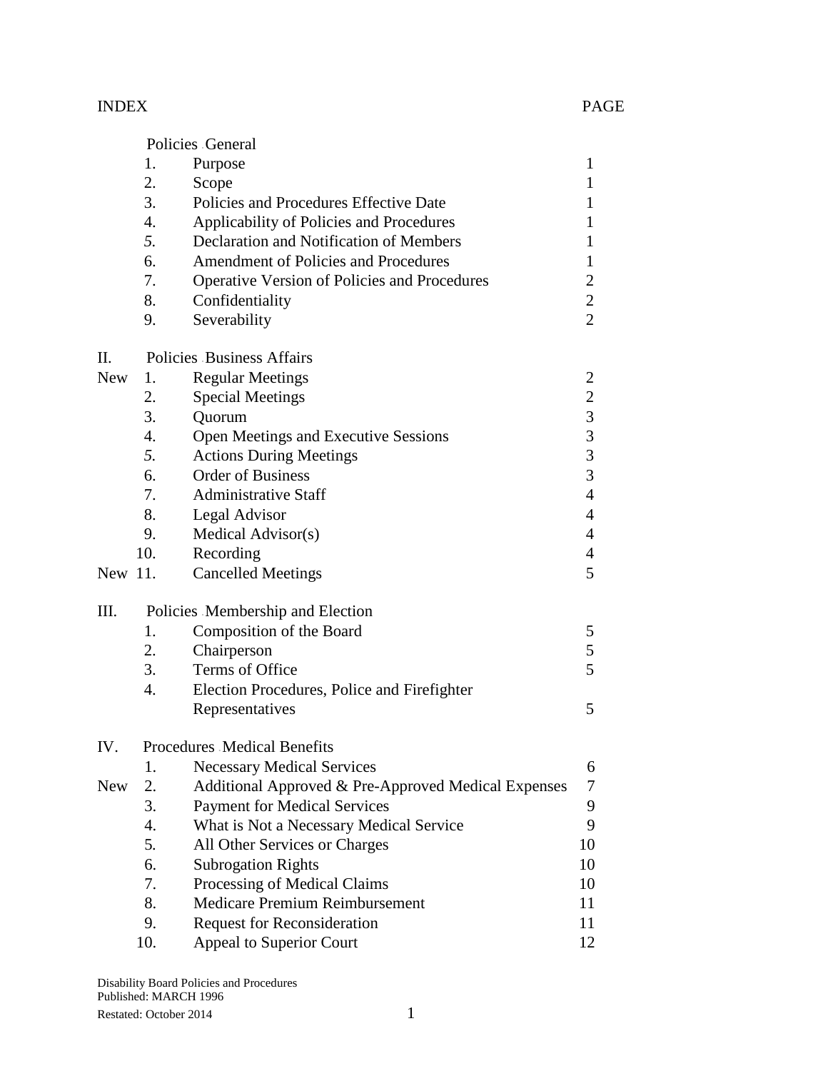| INDEX | | | PAGE |
|---|---|---|---|
| | Policies - General | | |
| | 1. | Purpose | 1 |
| | 2. | Scope | 1 |
| | 3. | Policies and Procedures Effective Date | 1 |
| | 4. | Applicability of Policies and Procedures | 1 |
| | 5. | Declaration and Notification of Members | 1 |
| | 6. | Amendment of Policies and Procedures | 1 |
| | 7. | Operative Version of Policies and Procedures | 2 |
| | 8. | Confidentiality | 2 |
| | 9. | Severability | 2 |
| II. | Policies - Business Affairs | | |
| New | 1. | Regular Meetings | 2 |
| | 2. | Special Meetings | 2 |
| | 3. | Quorum | 3 |
| | 4. | Open Meetings and Executive Sessions | 3 |
| | 5. | Actions During Meetings | 3 |
| | 6. | Order of Business | 3 |
| | 7. | Administrative Staff | 4 |
| | 8. | Legal Advisor | 4 |
| | 9. | Medical Advisor(s) | 4 |
| | 10. | Recording | 4 |
| New | 11. | Cancelled Meetings | 5 |
| III. | Policies - Membership and Election | | |
| | 1. | Composition of the Board | 5 |
| | 2. | Chairperson | 5 |
| | 3. | Terms of Office | 5 |
| | 4. | Election Procedures, Police and Firefighter Representatives | 5 |
| IV. | Procedures - Medical Benefits | | |
| | 1. | Necessary Medical Services | 6 |
| New | 2. | Additional Approved & Pre-Approved Medical Expenses | 7 |
| | 3. | Payment for Medical Services | 9 |
| | 4. | What is Not a Necessary Medical Service | 9 |
| | 5. | All Other Services or Charges | 10 |
| | 6. | Subrogation Rights | 10 |
| | 7. | Processing of Medical Claims | 10 |
| | 8. | Medicare Premium Reimbursement | 11 |
| | 9. | Request for Reconsideration | 11 |
| | 10. | Appeal to Superior Court | 12 |

Disability Board Policies and Procedures
Published: MARCH 1996
Restated: October 2014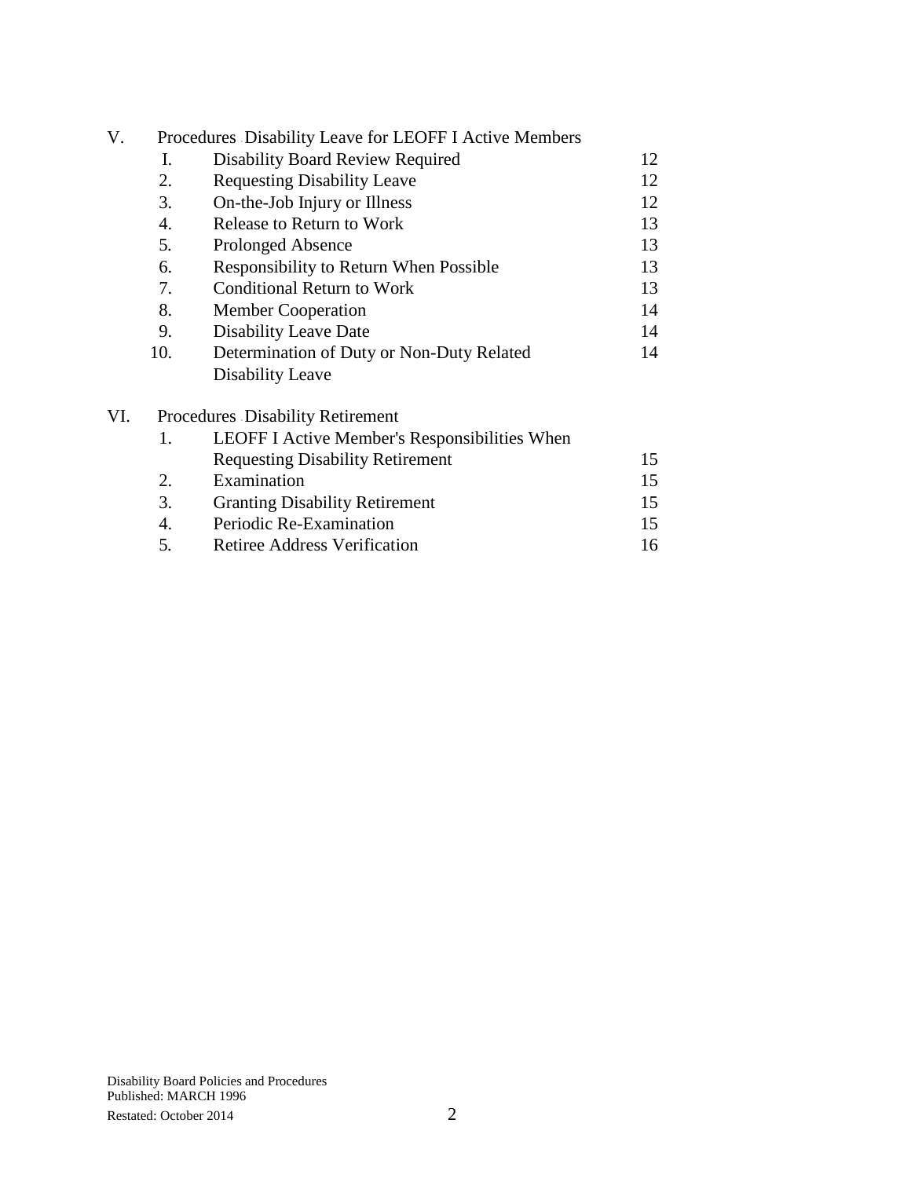V. Procedures Disability Leave for LEOFF I Active Members

| | | |
|---|---|---|
| I. | Disability Board Review Required | 12 |
| 2. | Requesting Disability Leave | 12 |
| 3. | On-the-Job Injury or Illness | 12 |
| 4. | Release to Return to Work | 13 |
| 5. | Prolonged Absence | 13 |
| 6. | Responsibility to Return When Possible | 13 |
| 7. | Conditional Return to Work | 13 |
| 8. | Member Cooperation | 14 |
| 9. | Disability Leave Date | 14 |
| 10. | Determination of Duty or Non-Duty Related Disability Leave | 14 |

VI. Procedures Disability Retirement

| | | |
|---|---|---|
| 1. | LEOFF I Active Member's Responsibilities When Requesting Disability Retirement | 15 |
| 2. | Examination | 15 |
| 3. | Granting Disability Retirement | 15 |
| 4. | Periodic Re-Examination | 15 |
| 5. | Retiree Address Verification | 16 |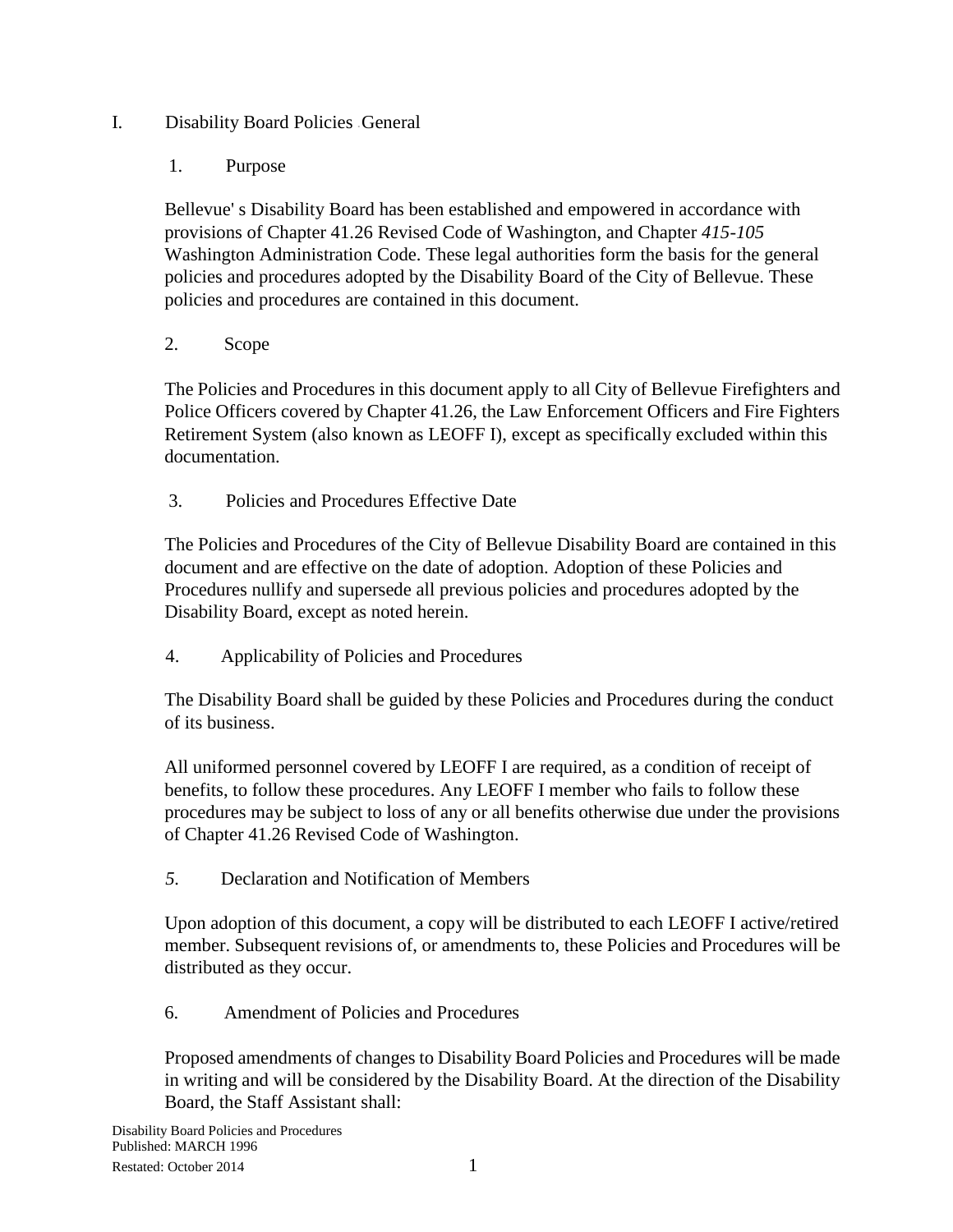# I. Disability Board Policies General

## 1. Purpose

Bellevue' s Disability Board has been established and empowered in accordance with provisions of Chapter 41.26 Revised Code of Washington, and Chapter *415-105* Washington Administration Code. These legal authorities form the basis for the general policies and procedures adopted by the Disability Board of the City of Bellevue. These policies and procedures are contained in this document.

## 2. Scope

The Policies and Procedures in this document apply to all City of Bellevue Firefighters and Police Officers covered by Chapter 41.26, the Law Enforcement Officers and Fire Fighters Retirement System (also known as LEOFF I), except as specifically excluded within this documentation.

## 3. Policies and Procedures Effective Date

The Policies and Procedures of the City of Bellevue Disability Board are contained in this document and are effective on the date of adoption. Adoption of these Policies and Procedures nullify and supersede all previous policies and procedures adopted by the Disability Board, except as noted herein.

## 4. Applicability of Policies and Procedures

The Disability Board shall be guided by these Policies and Procedures during the conduct of its business.

All uniformed personnel covered by LEOFF I are required, as a condition of receipt of benefits, to follow these procedures. Any LEOFF I member who fails to follow these procedures may be subject to loss of any or all benefits otherwise due under the provisions of Chapter 41.26 Revised Code of Washington.

## *5.* Declaration and Notification of Members

Upon adoption of this document, a copy will be distributed to each LEOFF I active/retired member. Subsequent revisions of, or amendments to, these Policies and Procedures will be distributed as they occur.

## 6. Amendment of Policies and Procedures

Proposed amendments of changes to Disability Board Policies and Procedures will be made in writing and will be considered by the Disability Board. At the direction of the Disability Board, the Staff Assistant shall: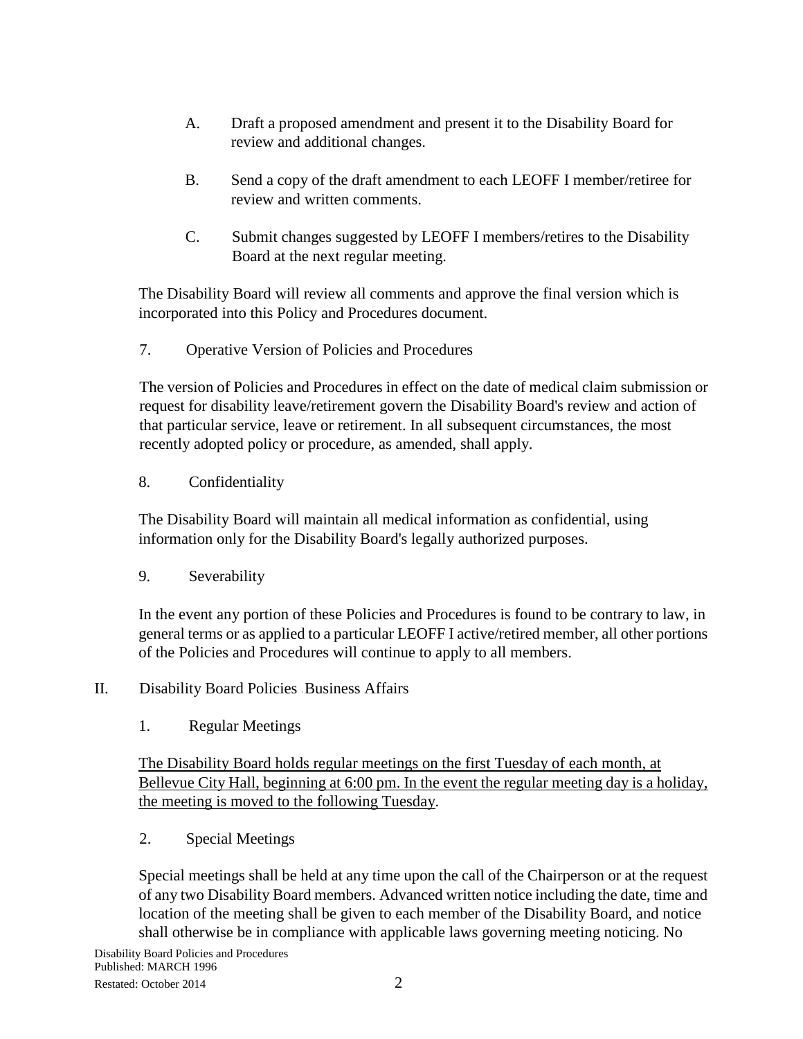A. Draft a proposed amendment and present it to the Disability Board for review and additional changes.

B. Send a copy of the draft amendment to each LEOFF I member/retiree for review and written comments.

C. Submit changes suggested by LEOFF I members/retires to the Disability Board at the next regular meeting.

The Disability Board will review all comments and approve the final version which is incorporated into this Policy and Procedures document.

7. Operative Version of Policies and Procedures

The version of Policies and Procedures in effect on the date of medical claim submission or request for disability leave/retirement govern the Disability Board's review and action of that particular service, leave or retirement. In all subsequent circumstances, the most recently adopted policy or procedure, as amended, shall apply.

8. Confidentiality

The Disability Board will maintain all medical information as confidential, using information only for the Disability Board's legally authorized purposes.

9. Severability

In the event any portion of these Policies and Procedures is found to be contrary to law, in general terms or as applied to a particular LEOFF I active/retired member, all other portions of the Policies and Procedures will continue to apply to all members.

## II. Disability Board Policies - Business Affairs

1. Regular Meetings

<u>The Disability Board holds regular meetings on the first Tuesday of each month, at Bellevue City Hall, beginning at 6:00 pm. In the event the regular meeting day is a holiday, the meeting is moved to the following Tuesday</u>.

2. Special Meetings

Special meetings shall be held at any time upon the call of the Chairperson or at the request of any two Disability Board members. Advanced written notice including the date, time and location of the meeting shall be given to each member of the Disability Board, and notice shall otherwise be in compliance with applicable laws governing meeting noticing. No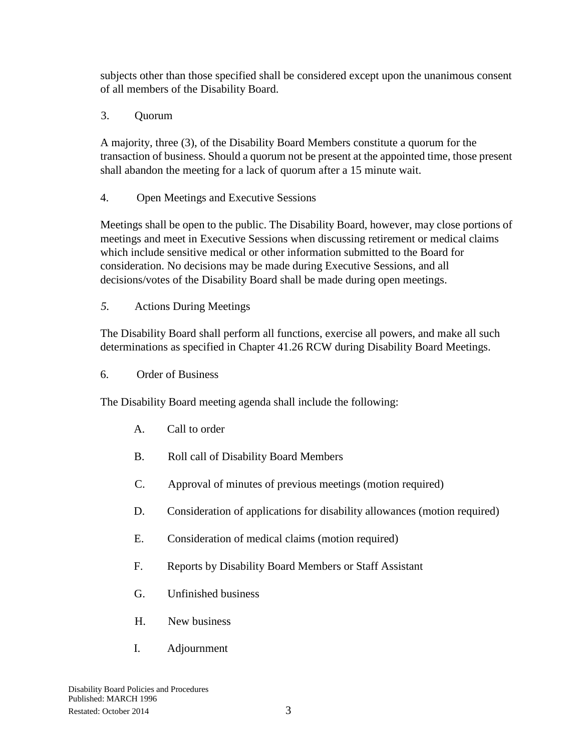subjects other than those specified shall be considered except upon the unanimous consent of all members of the Disability Board.

3. Quorum

A majority, three (3), of the Disability Board Members constitute a quorum for the transaction of business. Should a quorum not be present at the appointed time, those present shall abandon the meeting for a lack of quorum after a 15 minute wait.

4. Open Meetings and Executive Sessions

Meetings shall be open to the public. The Disability Board, however, may close portions of meetings and meet in Executive Sessions when discussing retirement or medical claims which include sensitive medical or other information submitted to the Board for consideration. No decisions may be made during Executive Sessions, and all decisions/votes of the Disability Board shall be made during open meetings.

*5.* Actions During Meetings

The Disability Board shall perform all functions, exercise all powers, and make all such determinations as specified in Chapter 41.26 RCW during Disability Board Meetings.

6. Order of Business

The Disability Board meeting agenda shall include the following:

A. Call to order

B. Roll call of Disability Board Members

C. Approval of minutes of previous meetings (motion required)

D. Consideration of applications for disability allowances (motion required)

E. Consideration of medical claims (motion required)

F. Reports by Disability Board Members or Staff Assistant

G. Unfinished business

H. New business

I. Adjournment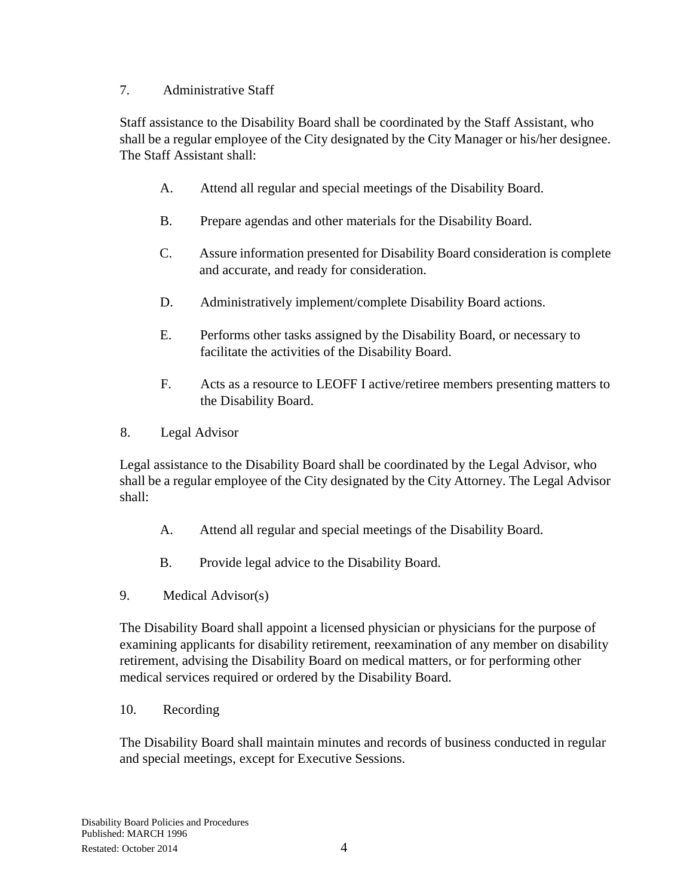7. Administrative Staff

Staff assistance to the Disability Board shall be coordinated by the Staff Assistant, who shall be a regular employee of the City designated by the City Manager or his/her designee. The Staff Assistant shall:

A. Attend all regular and special meetings of the Disability Board.

B. Prepare agendas and other materials for the Disability Board.

C. Assure information presented for Disability Board consideration is complete and accurate, and ready for consideration.

D. Administratively implement/complete Disability Board actions.

E. Performs other tasks assigned by the Disability Board, or necessary to facilitate the activities of the Disability Board.

F. Acts as a resource to LEOFF I active/retiree members presenting matters to the Disability Board.

8. Legal Advisor

Legal assistance to the Disability Board shall be coordinated by the Legal Advisor, who shall be a regular employee of the City designated by the City Attorney. The Legal Advisor shall:

A. Attend all regular and special meetings of the Disability Board.

B. Provide legal advice to the Disability Board.

9. Medical Advisor(s)

The Disability Board shall appoint a licensed physician or physicians for the purpose of examining applicants for disability retirement, reexamination of any member on disability retirement, advising the Disability Board on medical matters, or for performing other medical services required or ordered by the Disability Board.

10. Recording

The Disability Board shall maintain minutes and records of business conducted in regular and special meetings, except for Executive Sessions.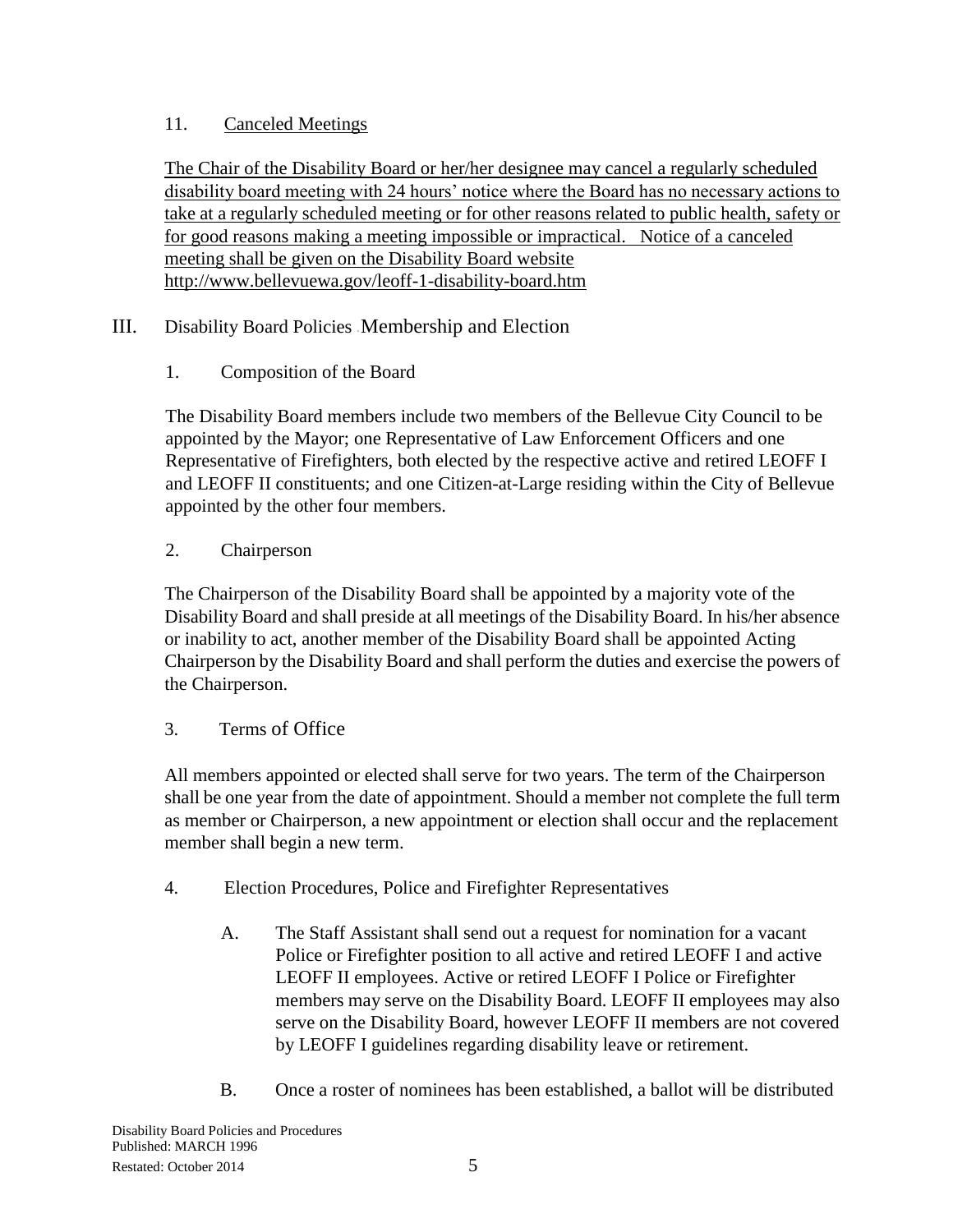11. Canceled Meetings

The Chair of the Disability Board or her/her designee may cancel a regularly scheduled disability board meeting with 24 hours' notice where the Board has no necessary actions to take at a regularly scheduled meeting or for other reasons related to public health, safety or for good reasons making a meeting impossible or impractical. Notice of a canceled meeting shall be given on the Disability Board website http://www.bellevuewa.gov/leoff-1-disability-board.htm

## III. Disability Board Policies Membership and Election

1. Composition of the Board

The Disability Board members include two members of the Bellevue City Council to be appointed by the Mayor; one Representative of Law Enforcement Officers and one Representative of Firefighters, both elected by the respective active and retired LEOFF I and LEOFF II constituents; and one Citizen-at-Large residing within the City of Bellevue appointed by the other four members.

2. Chairperson

The Chairperson of the Disability Board shall be appointed by a majority vote of the Disability Board and shall preside at all meetings of the Disability Board. In his/her absence or inability to act, another member of the Disability Board shall be appointed Acting Chairperson by the Disability Board and shall perform the duties and exercise the powers of the Chairperson.

3. Terms of Office

All members appointed or elected shall serve for two years. The term of the Chairperson shall be one year from the date of appointment. Should a member not complete the full term as member or Chairperson, a new appointment or election shall occur and the replacement member shall begin a new term.

4. Election Procedures, Police and Firefighter Representatives

   A. The Staff Assistant shall send out a request for nomination for a vacant Police or Firefighter position to all active and retired LEOFF I and active LEOFF II employees. Active or retired LEOFF I Police or Firefighter members may serve on the Disability Board. LEOFF II employees may also serve on the Disability Board, however LEOFF II members are not covered by LEOFF I guidelines regarding disability leave or retirement.

   B. Once a roster of nominees has been established, a ballot will be distributed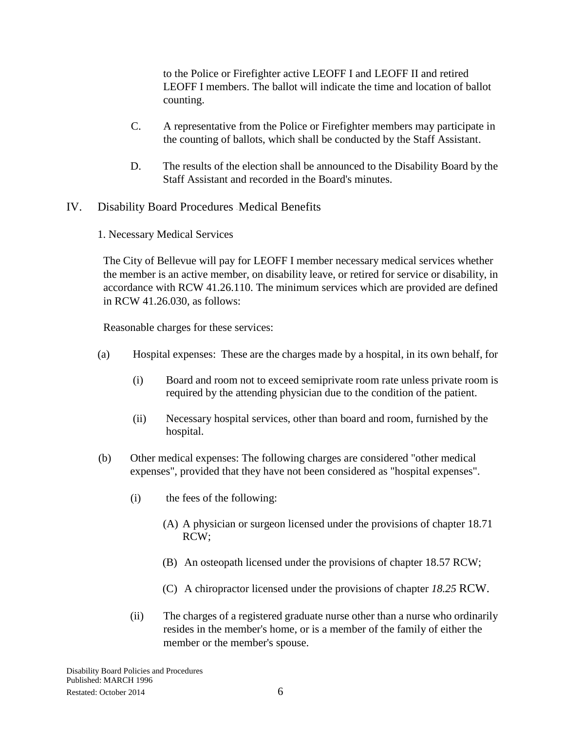to the Police or Firefighter active LEOFF I and LEOFF II and retired LEOFF I members. The ballot will indicate the time and location of ballot counting.

C. A representative from the Police or Firefighter members may participate in the counting of ballots, which shall be conducted by the Staff Assistant.

D. The results of the election shall be announced to the Disability Board by the Staff Assistant and recorded in the Board's minutes.

## IV. Disability Board Procedures - Medical Benefits

### 1. Necessary Medical Services

The City of Bellevue will pay for LEOFF I member necessary medical services whether the member is an active member, on disability leave, or retired for service or disability, in accordance with RCW 41.26.110. The minimum services which are provided are defined in RCW 41.26.030, as follows:

Reasonable charges for these services:

(a) Hospital expenses: These are the charges made by a hospital, in its own behalf, for

- (i) Board and room not to exceed semiprivate room rate unless private room is required by the attending physician due to the condition of the patient.
- (ii) Necessary hospital services, other than board and room, furnished by the hospital.

(b) Other medical expenses: The following charges are considered "other medical expenses", provided that they have not been considered as "hospital expenses".

- (i) the fees of the following:
  - (A) A physician or surgeon licensed under the provisions of chapter 18.71 RCW;
  - (B) An osteopath licensed under the provisions of chapter 18.57 RCW;
  - (C) A chiropractor licensed under the provisions of chapter *18.25* RCW.
- (ii) The charges of a registered graduate nurse other than a nurse who ordinarily resides in the member's home, or is a member of the family of either the member or the member's spouse.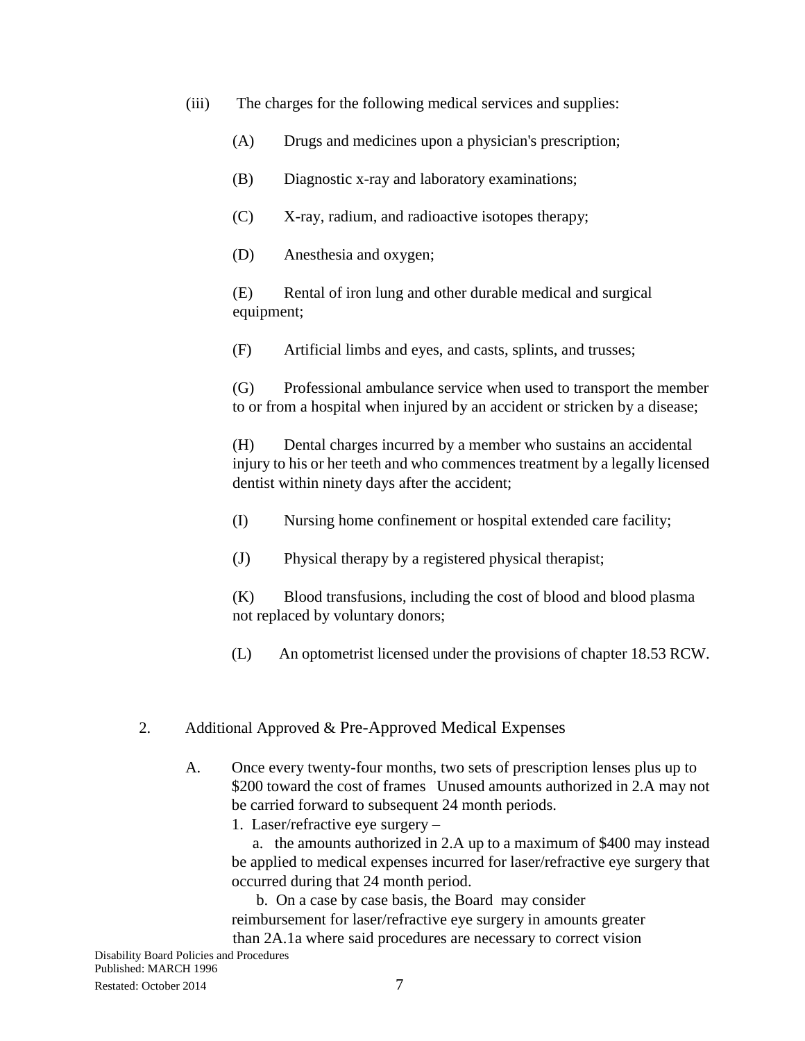(iii) The charges for the following medical services and supplies:

(A) Drugs and medicines upon a physician's prescription;

(B) Diagnostic x-ray and laboratory examinations;

(C) X-ray, radium, and radioactive isotopes therapy;

(D) Anesthesia and oxygen;

(E) Rental of iron lung and other durable medical and surgical equipment;

(F) Artificial limbs and eyes, and casts, splints, and trusses;

(G) Professional ambulance service when used to transport the member to or from a hospital when injured by an accident or stricken by a disease;

(H) Dental charges incurred by a member who sustains an accidental injury to his or her teeth and who commences treatment by a legally licensed dentist within ninety days after the accident;

(I) Nursing home confinement or hospital extended care facility;

(J) Physical therapy by a registered physical therapist;

(K) Blood transfusions, including the cost of blood and blood plasma not replaced by voluntary donors;

(L) An optometrist licensed under the provisions of chapter 18.53 RCW.

2. Additional Approved & Pre-Approved Medical Expenses

A. Once every twenty-four months, two sets of prescription lenses plus up to $200 toward the cost of frames Unused amounts authorized in 2.A may not be carried forward to subsequent 24 month periods.

1. Laser/refractive eye surgery –

a. the amounts authorized in 2.A up to a maximum of $400 may instead be applied to medical expenses incurred for laser/refractive eye surgery that occurred during that 24 month period.

b. On a case by case basis, the Board may consider reimbursement for laser/refractive eye surgery in amounts greater than 2A.1a where said procedures are necessary to correct vision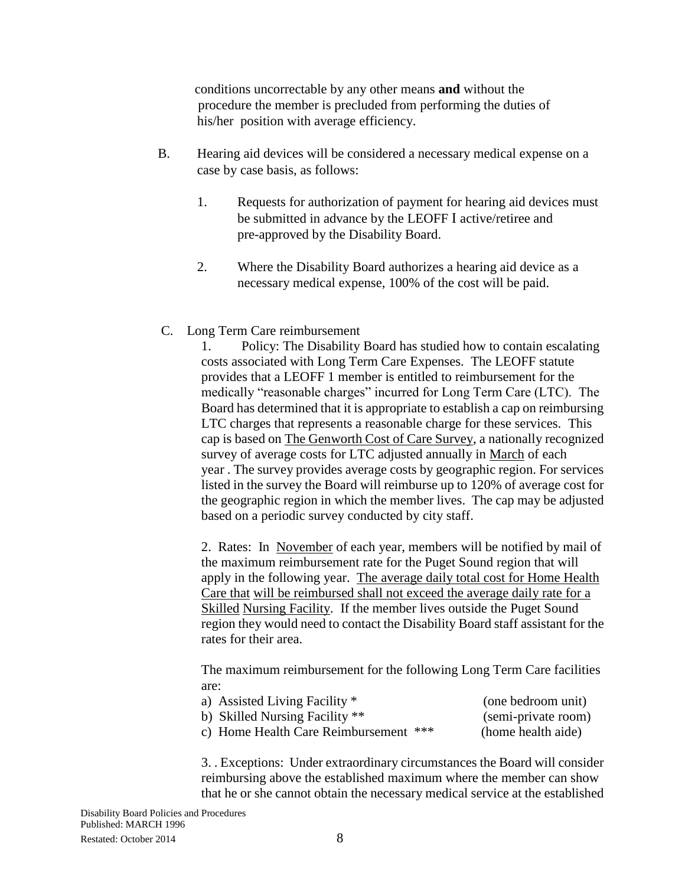conditions uncorrectable by any other means **and** without the procedure the member is precluded from performing the duties of his/her position with average efficiency.

B. Hearing aid devices will be considered a necessary medical expense on a case by case basis, as follows:

1. Requests for authorization of payment for hearing aid devices must be submitted in advance by the LEOFF I active/retiree and pre-approved by the Disability Board.

2. Where the Disability Board authorizes a hearing aid device as a necessary medical expense, 100% of the cost will be paid.

C. Long Term Care reimbursement

1. Policy: The Disability Board has studied how to contain escalating costs associated with Long Term Care Expenses. The LEOFF statute provides that a LEOFF 1 member is entitled to reimbursement for the medically "reasonable charges" incurred for Long Term Care (LTC). The Board has determined that it is appropriate to establish a cap on reimbursing LTC charges that represents a reasonable charge for these services. This cap is based on The Genworth Cost of Care Survey, a nationally recognized survey of average costs for LTC adjusted annually in March of each year . The survey provides average costs by geographic region. For services listed in the survey the Board will reimburse up to 120% of average cost for the geographic region in which the member lives. The cap may be adjusted based on a periodic survey conducted by city staff.

2. Rates: In November of each year, members will be notified by mail of the maximum reimbursement rate for the Puget Sound region that will apply in the following year. The average daily total cost for Home Health Care that will be reimbursed shall not exceed the average daily rate for a Skilled Nursing Facility. If the member lives outside the Puget Sound region they would need to contact the Disability Board staff assistant for the rates for their area.

The maximum reimbursement for the following Long Term Care facilities are:

a) Assisted Living Facility * (one bedroom unit)
b) Skilled Nursing Facility ** (semi-private room)
c) Home Health Care Reimbursement *** (home health aide)

3. . Exceptions: Under extraordinary circumstances the Board will consider reimbursing above the established maximum where the member can show that he or she cannot obtain the necessary medical service at the established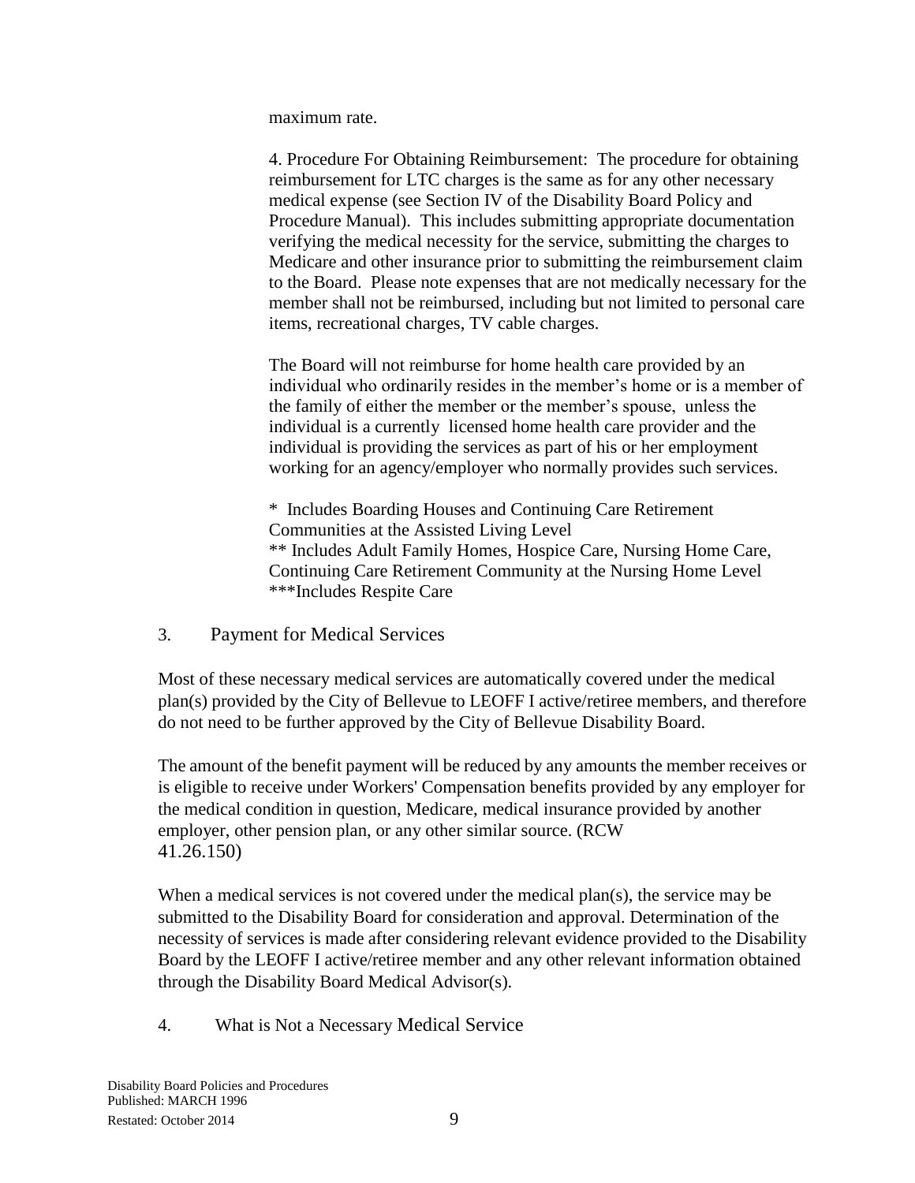maximum rate.

4. Procedure For Obtaining Reimbursement: The procedure for obtaining reimbursement for LTC charges is the same as for any other necessary medical expense (see Section IV of the Disability Board Policy and Procedure Manual). This includes submitting appropriate documentation verifying the medical necessity for the service, submitting the charges to Medicare and other insurance prior to submitting the reimbursement claim to the Board. Please note expenses that are not medically necessary for the member shall not be reimbursed, including but not limited to personal care items, recreational charges, TV cable charges.

The Board will not reimburse for home health care provided by an individual who ordinarily resides in the member's home or is a member of the family of either the member or the member's spouse, unless the individual is a currently licensed home health care provider and the individual is providing the services as part of his or her employment working for an agency/employer who normally provides such services.

\* Includes Boarding Houses and Continuing Care Retirement Communities at the Assisted Living Level
\*\* Includes Adult Family Homes, Hospice Care, Nursing Home Care, Continuing Care Retirement Community at the Nursing Home Level
\*\*\*Includes Respite Care

3. Payment for Medical Services

Most of these necessary medical services are automatically covered under the medical plan(s) provided by the City of Bellevue to LEOFF I active/retiree members, and therefore do not need to be further approved by the City of Bellevue Disability Board.

The amount of the benefit payment will be reduced by any amounts the member receives or is eligible to receive under Workers' Compensation benefits provided by any employer for the medical condition in question, Medicare, medical insurance provided by another employer, other pension plan, or any other similar source. (RCW 41.26.150)

When a medical services is not covered under the medical plan(s), the service may be submitted to the Disability Board for consideration and approval. Determination of the necessity of services is made after considering relevant evidence provided to the Disability Board by the LEOFF I active/retiree member and any other relevant information obtained through the Disability Board Medical Advisor(s).

4. What is Not a Necessary Medical Service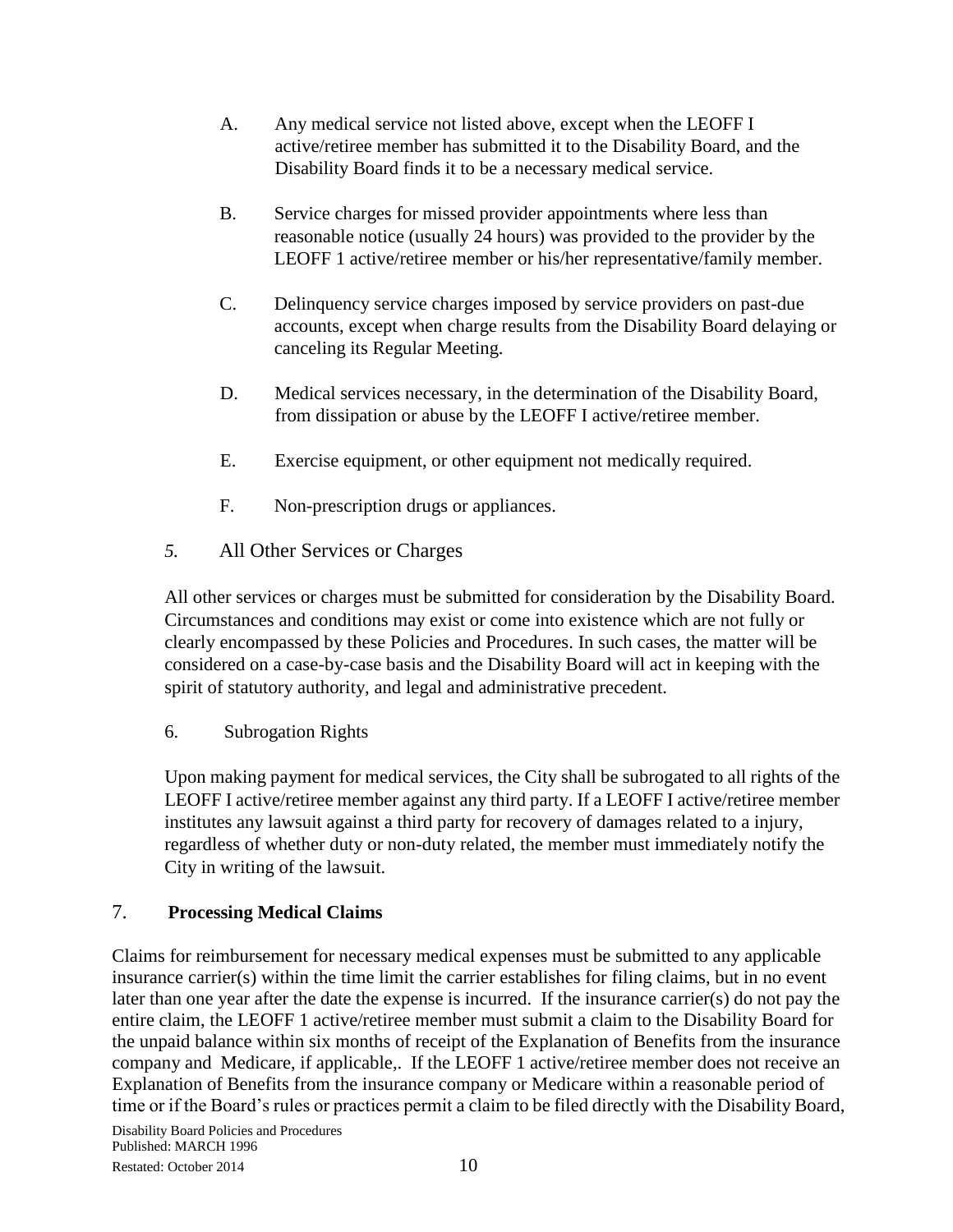A. Any medical service not listed above, except when the LEOFF I active/retiree member has submitted it to the Disability Board, and the Disability Board finds it to be a necessary medical service.

B. Service charges for missed provider appointments where less than reasonable notice (usually 24 hours) was provided to the provider by the LEOFF 1 active/retiree member or his/her representative/family member.

C. Delinquency service charges imposed by service providers on past-due accounts, except when charge results from the Disability Board delaying or canceling its Regular Meeting.

D. Medical services necessary, in the determination of the Disability Board, from dissipation or abuse by the LEOFF I active/retiree member.

E. Exercise equipment, or other equipment not medically required.

F. Non-prescription drugs or appliances.

*5.* All Other Services or Charges

All other services or charges must be submitted for consideration by the Disability Board. Circumstances and conditions may exist or come into existence which are not fully or clearly encompassed by these Policies and Procedures. In such cases, the matter will be considered on a case-by-case basis and the Disability Board will act in keeping with the spirit of statutory authority, and legal and administrative precedent.

6. Subrogation Rights

Upon making payment for medical services, the City shall be subrogated to all rights of the LEOFF I active/retiree member against any third party. If a LEOFF I active/retiree member institutes any lawsuit against a third party for recovery of damages related to a injury, regardless of whether duty or non-duty related, the member must immediately notify the City in writing of the lawsuit.

## 7. **Processing Medical Claims**

Claims for reimbursement for necessary medical expenses must be submitted to any applicable insurance carrier(s) within the time limit the carrier establishes for filing claims, but in no event later than one year after the date the expense is incurred. If the insurance carrier(s) do not pay the entire claim, the LEOFF 1 active/retiree member must submit a claim to the Disability Board for the unpaid balance within six months of receipt of the Explanation of Benefits from the insurance company and Medicare, if applicable,. If the LEOFF 1 active/retiree member does not receive an Explanation of Benefits from the insurance company or Medicare within a reasonable period of time or if the Board's rules or practices permit a claim to be filed directly with the Disability Board,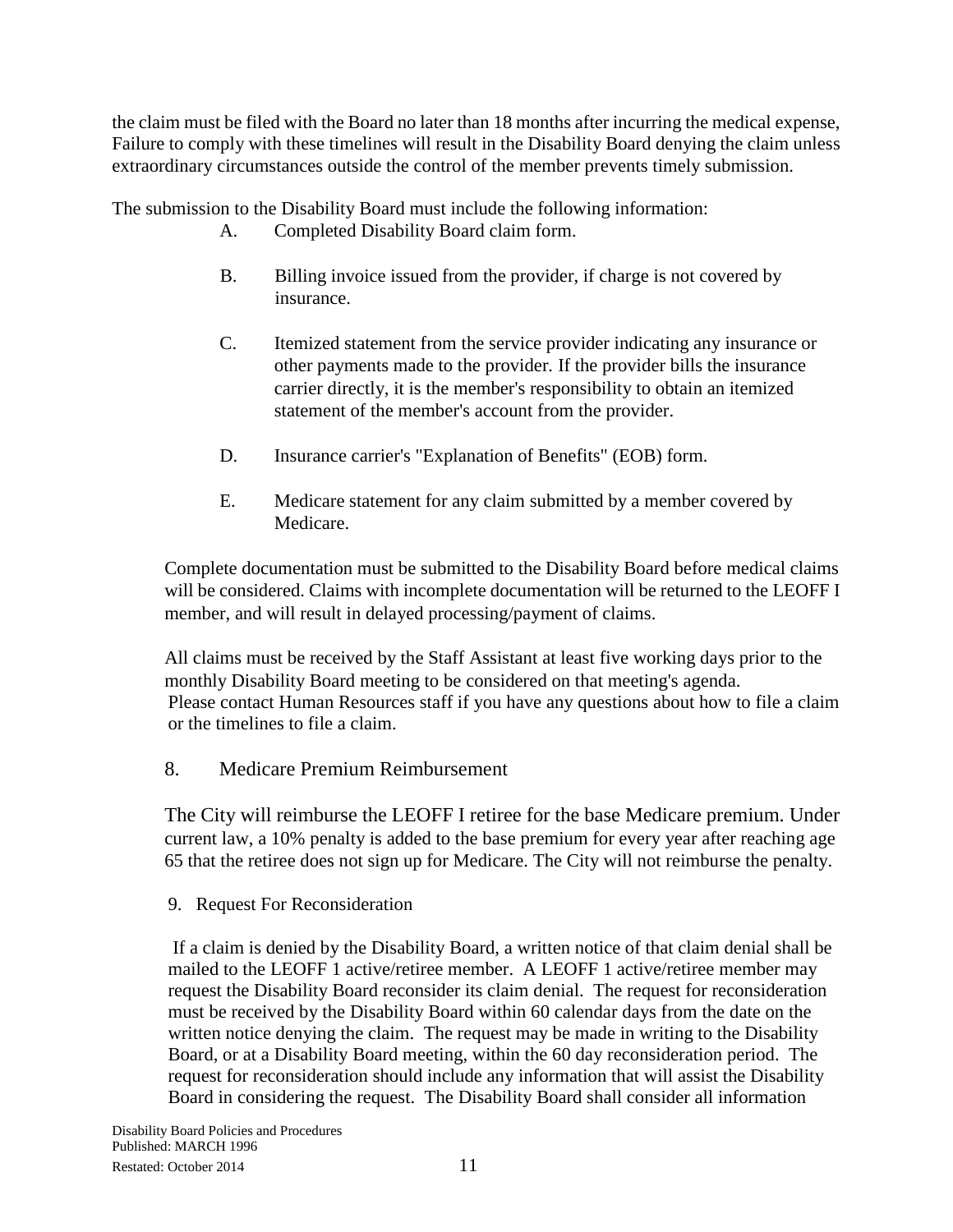the claim must be filed with the Board no later than 18 months after incurring the medical expense, Failure to comply with these timelines will result in the Disability Board denying the claim unless extraordinary circumstances outside the control of the member prevents timely submission.

The submission to the Disability Board must include the following information:

A. Completed Disability Board claim form.

B. Billing invoice issued from the provider, if charge is not covered by insurance.

C. Itemized statement from the service provider indicating any insurance or other payments made to the provider. If the provider bills the insurance carrier directly, it is the member's responsibility to obtain an itemized statement of the member's account from the provider.

D. Insurance carrier's "Explanation of Benefits" (EOB) form.

E. Medicare statement for any claim submitted by a member covered by Medicare.

Complete documentation must be submitted to the Disability Board before medical claims will be considered. Claims with incomplete documentation will be returned to the LEOFF I member, and will result in delayed processing/payment of claims.

All claims must be received by the Staff Assistant at least five working days prior to the monthly Disability Board meeting to be considered on that meeting's agenda. Please contact Human Resources staff if you have any questions about how to file a claim or the timelines to file a claim.

8. Medicare Premium Reimbursement

The City will reimburse the LEOFF I retiree for the base Medicare premium. Under current law, a 10% penalty is added to the base premium for every year after reaching age 65 that the retiree does not sign up for Medicare. The City will not reimburse the penalty.

9. Request For Reconsideration

If a claim is denied by the Disability Board, a written notice of that claim denial shall be mailed to the LEOFF 1 active/retiree member. A LEOFF 1 active/retiree member may request the Disability Board reconsider its claim denial. The request for reconsideration must be received by the Disability Board within 60 calendar days from the date on the written notice denying the claim. The request may be made in writing to the Disability Board, or at a Disability Board meeting, within the 60 day reconsideration period. The request for reconsideration should include any information that will assist the Disability Board in considering the request. The Disability Board shall consider all information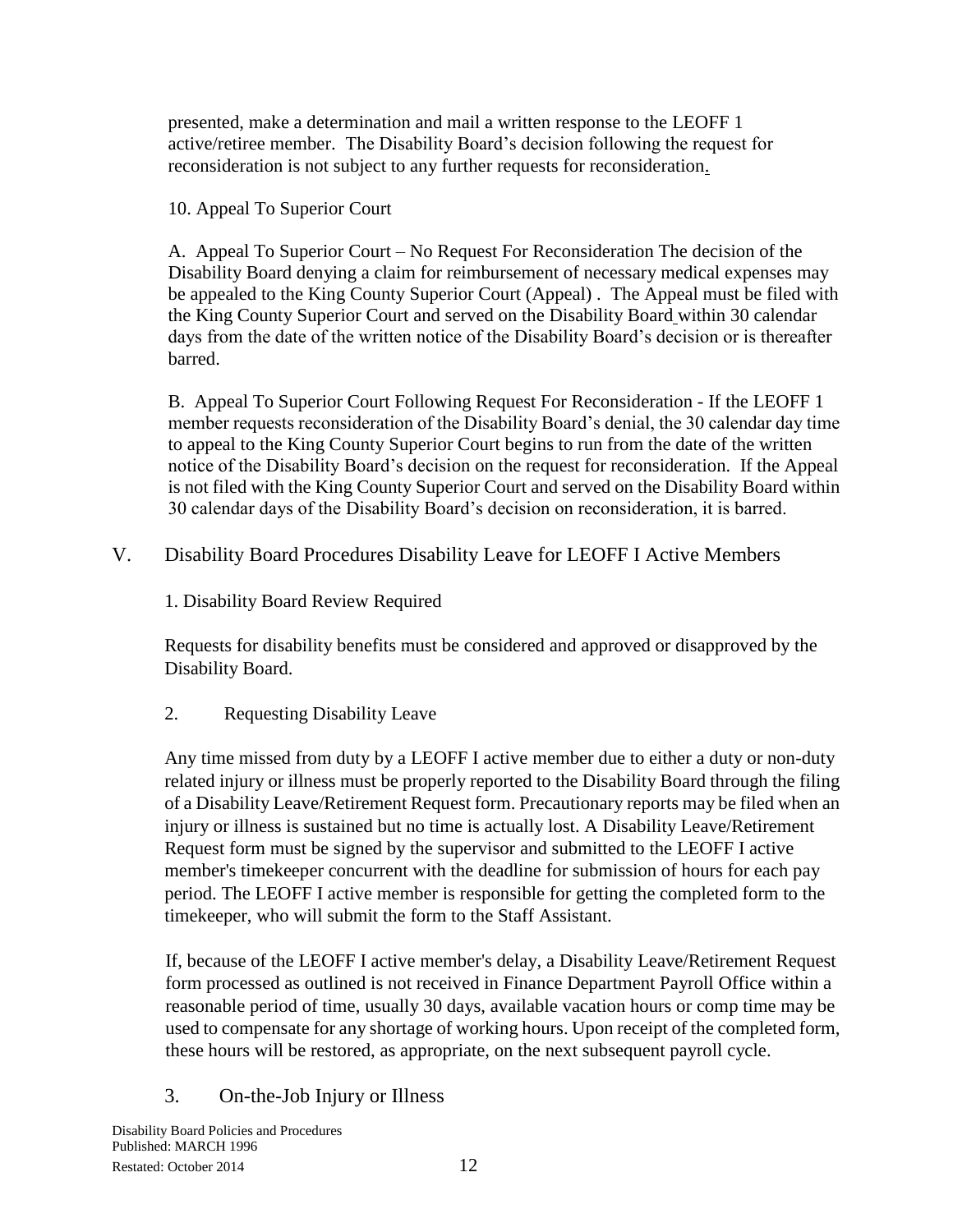presented, make a determination and mail a written response to the LEOFF 1 active/retiree member. The Disability Board's decision following the request for reconsideration is not subject to any further requests for reconsideration.

10. Appeal To Superior Court

A. Appeal To Superior Court – No Request For Reconsideration The decision of the Disability Board denying a claim for reimbursement of necessary medical expenses may be appealed to the King County Superior Court (Appeal) . The Appeal must be filed with the King County Superior Court and served on the Disability Board within 30 calendar days from the date of the written notice of the Disability Board's decision or is thereafter barred.

B. Appeal To Superior Court Following Request For Reconsideration - If the LEOFF 1 member requests reconsideration of the Disability Board's denial, the 30 calendar day time to appeal to the King County Superior Court begins to run from the date of the written notice of the Disability Board's decision on the request for reconsideration. If the Appeal is not filed with the King County Superior Court and served on the Disability Board within 30 calendar days of the Disability Board's decision on reconsideration, it is barred.

## V. Disability Board Procedures Disability Leave for LEOFF I Active Members

1. Disability Board Review Required

Requests for disability benefits must be considered and approved or disapproved by the Disability Board.

2. Requesting Disability Leave

Any time missed from duty by a LEOFF I active member due to either a duty or non-duty related injury or illness must be properly reported to the Disability Board through the filing of a Disability Leave/Retirement Request form. Precautionary reports may be filed when an injury or illness is sustained but no time is actually lost. A Disability Leave/Retirement Request form must be signed by the supervisor and submitted to the LEOFF I active member's timekeeper concurrent with the deadline for submission of hours for each pay period. The LEOFF I active member is responsible for getting the completed form to the timekeeper, who will submit the form to the Staff Assistant.

If, because of the LEOFF I active member's delay, a Disability Leave/Retirement Request form processed as outlined is not received in Finance Department Payroll Office within a reasonable period of time, usually 30 days, available vacation hours or comp time may be used to compensate for any shortage of working hours. Upon receipt of the completed form, these hours will be restored, as appropriate, on the next subsequent payroll cycle.

3. On-the-Job Injury or Illness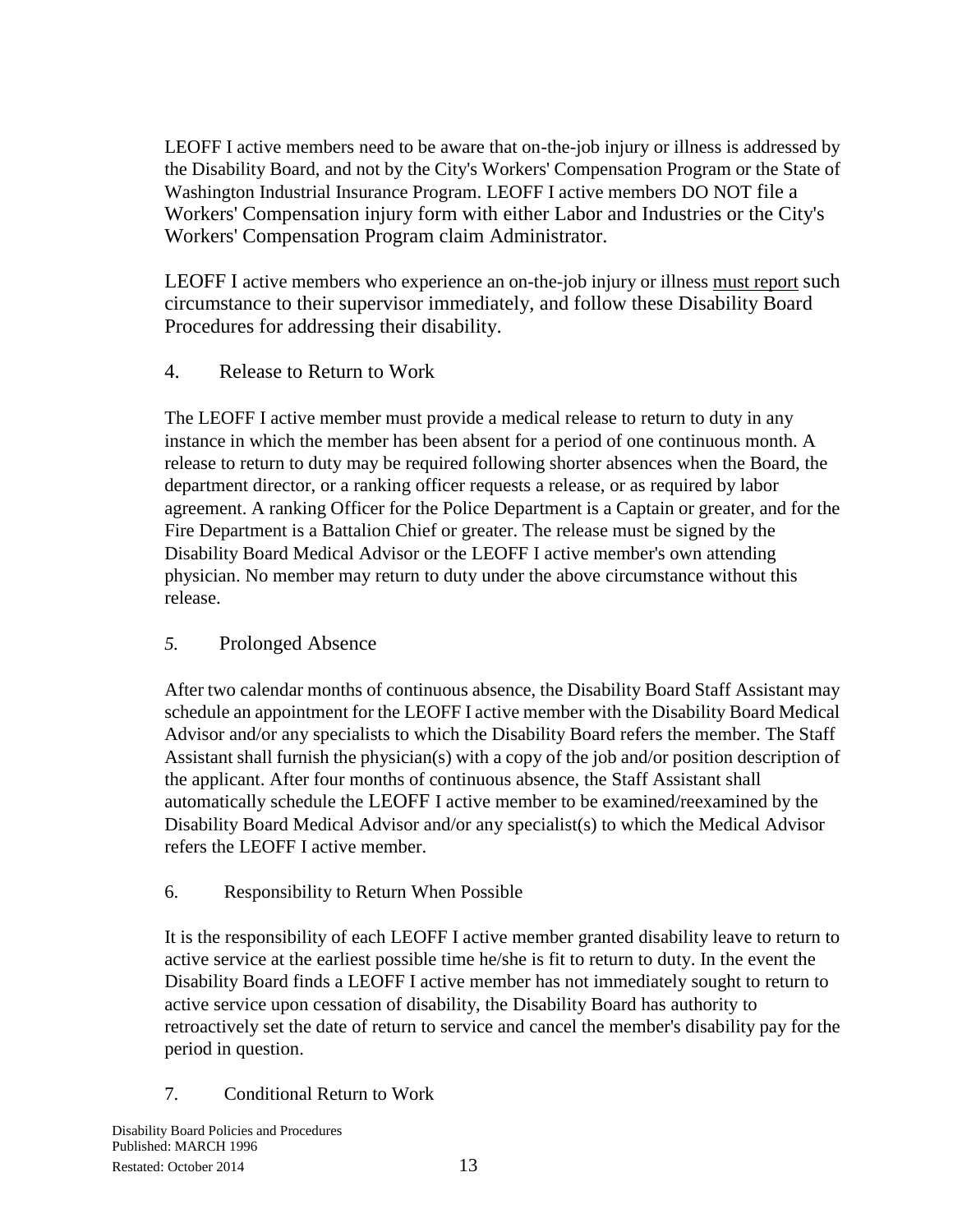LEOFF I active members need to be aware that on-the-job injury or illness is addressed by the Disability Board, and not by the City's Workers' Compensation Program or the State of Washington Industrial Insurance Program. LEOFF I active members DO NOT file a Workers' Compensation injury form with either Labor and Industries or the City's Workers' Compensation Program claim Administrator.

LEOFF I active members who experience an on-the-job injury or illness <u>must report</u> such circumstance to their supervisor immediately, and follow these Disability Board Procedures for addressing their disability.

4. Release to Return to Work

The LEOFF I active member must provide a medical release to return to duty in any instance in which the member has been absent for a period of one continuous month. A release to return to duty may be required following shorter absences when the Board, the department director, or a ranking officer requests a release, or as required by labor agreement. A ranking Officer for the Police Department is a Captain or greater, and for the Fire Department is a Battalion Chief or greater. The release must be signed by the Disability Board Medical Advisor or the LEOFF I active member's own attending physician. No member may return to duty under the above circumstance without this release.

*5.* Prolonged Absence

After two calendar months of continuous absence, the Disability Board Staff Assistant may schedule an appointment for the LEOFF I active member with the Disability Board Medical Advisor and/or any specialists to which the Disability Board refers the member. The Staff Assistant shall furnish the physician(s) with a copy of the job and/or position description of the applicant. After four months of continuous absence, the Staff Assistant shall automatically schedule the LEOFF I active member to be examined/reexamined by the Disability Board Medical Advisor and/or any specialist(s) to which the Medical Advisor refers the LEOFF I active member.

6. Responsibility to Return When Possible

It is the responsibility of each LEOFF I active member granted disability leave to return to active service at the earliest possible time he/she is fit to return to duty. In the event the Disability Board finds a LEOFF I active member has not immediately sought to return to active service upon cessation of disability, the Disability Board has authority to retroactively set the date of return to service and cancel the member's disability pay for the period in question.

7. Conditional Return to Work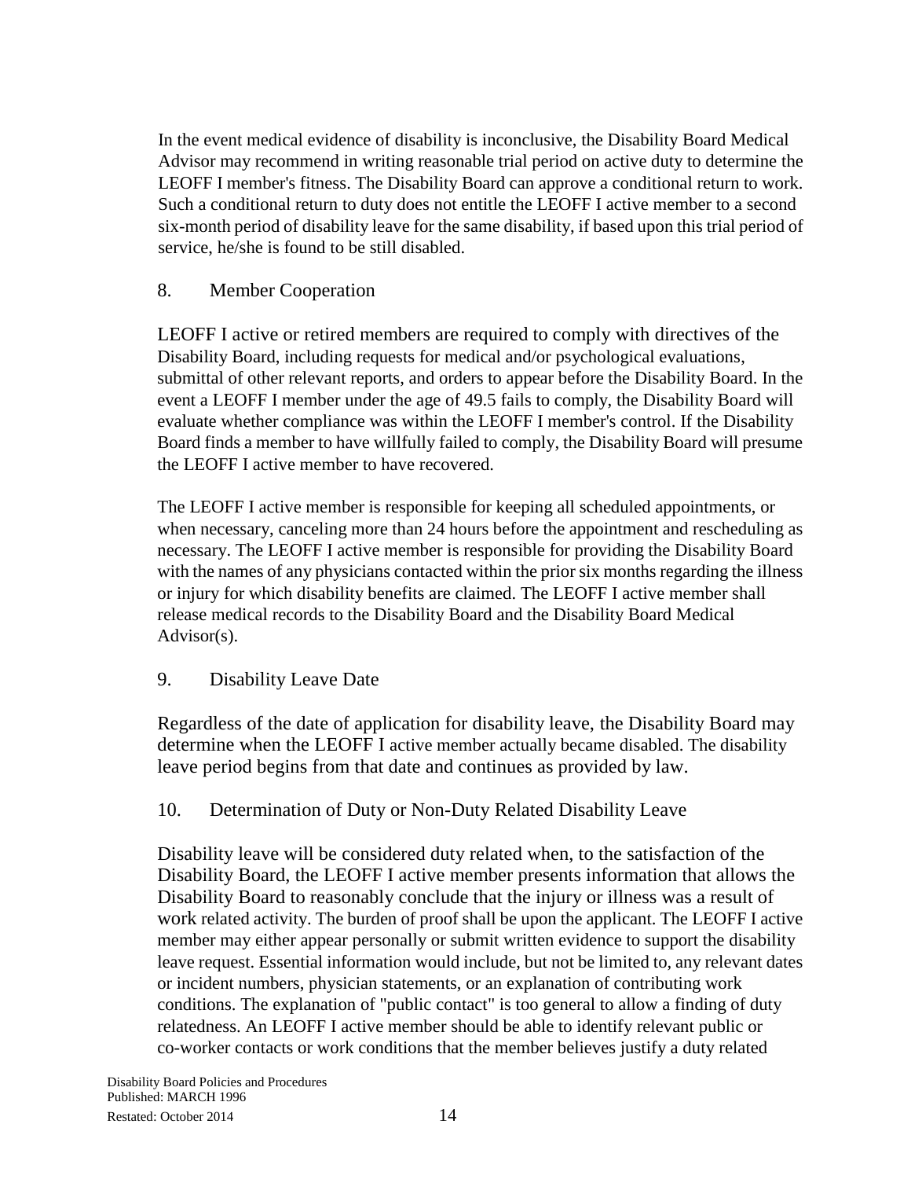In the event medical evidence of disability is inconclusive, the Disability Board Medical Advisor may recommend in writing reasonable trial period on active duty to determine the LEOFF I member's fitness. The Disability Board can approve a conditional return to work. Such a conditional return to duty does not entitle the LEOFF I active member to a second six-month period of disability leave for the same disability, if based upon this trial period of service, he/she is found to be still disabled.

## 8. Member Cooperation

LEOFF I active or retired members are required to comply with directives of the Disability Board, including requests for medical and/or psychological evaluations, submittal of other relevant reports, and orders to appear before the Disability Board. In the event a LEOFF I member under the age of 49.5 fails to comply, the Disability Board will evaluate whether compliance was within the LEOFF I member's control. If the Disability Board finds a member to have willfully failed to comply, the Disability Board will presume the LEOFF I active member to have recovered.

The LEOFF I active member is responsible for keeping all scheduled appointments, or when necessary, canceling more than 24 hours before the appointment and rescheduling as necessary. The LEOFF I active member is responsible for providing the Disability Board with the names of any physicians contacted within the prior six months regarding the illness or injury for which disability benefits are claimed. The LEOFF I active member shall release medical records to the Disability Board and the Disability Board Medical Advisor(s).

## 9. Disability Leave Date

Regardless of the date of application for disability leave, the Disability Board may determine when the LEOFF I active member actually became disabled. The disability leave period begins from that date and continues as provided by law.

## 10. Determination of Duty or Non-Duty Related Disability Leave

Disability leave will be considered duty related when, to the satisfaction of the Disability Board, the LEOFF I active member presents information that allows the Disability Board to reasonably conclude that the injury or illness was a result of work related activity. The burden of proof shall be upon the applicant. The LEOFF I active member may either appear personally or submit written evidence to support the disability leave request. Essential information would include, but not be limited to, any relevant dates or incident numbers, physician statements, or an explanation of contributing work conditions. The explanation of "public contact" is too general to allow a finding of duty relatedness. An LEOFF I active member should be able to identify relevant public or co-worker contacts or work conditions that the member believes justify a duty related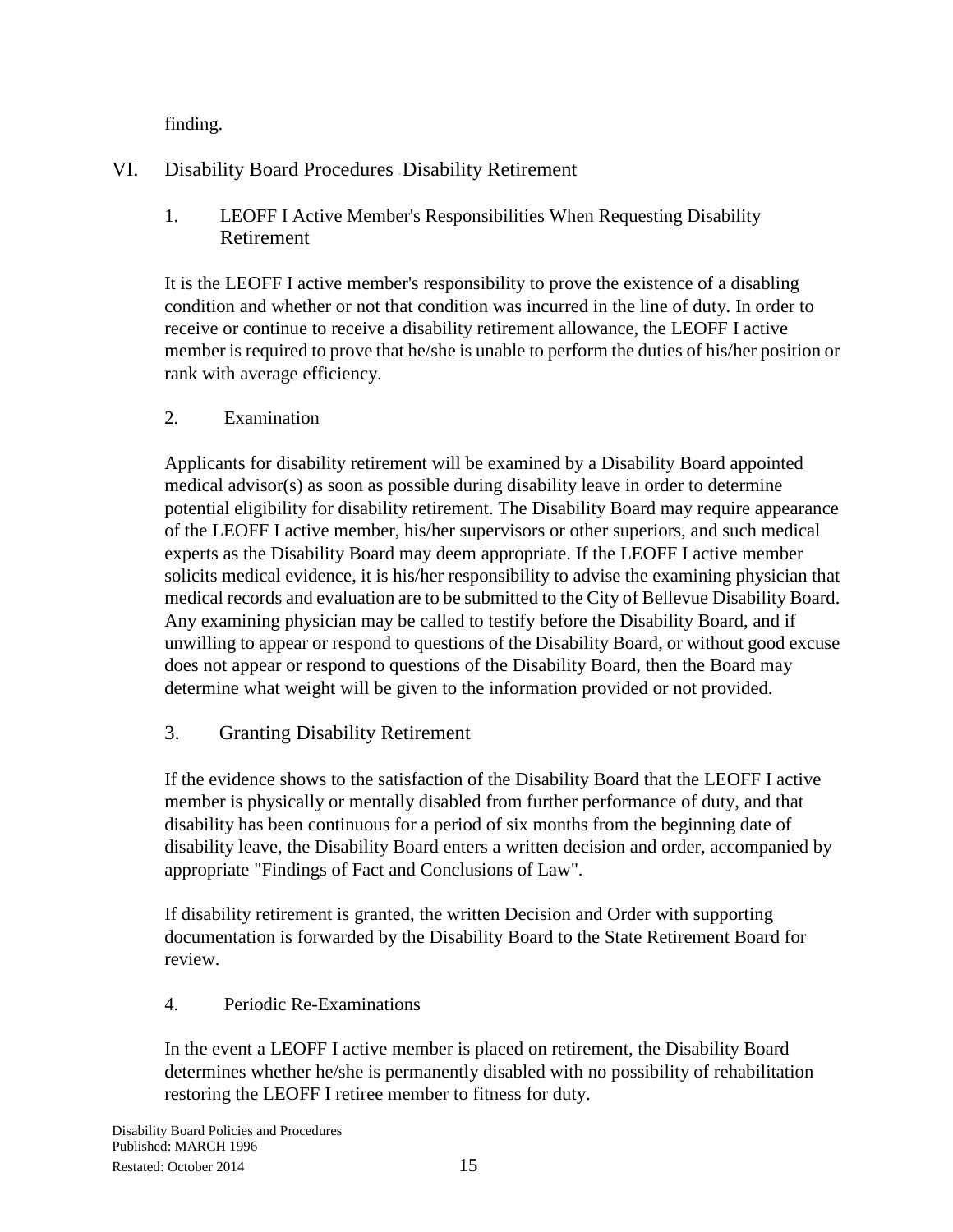finding.

## VI. Disability Board Procedures - Disability Retirement

### 1. LEOFF I Active Member's Responsibilities When Requesting Disability Retirement

It is the LEOFF I active member's responsibility to prove the existence of a disabling condition and whether or not that condition was incurred in the line of duty. In order to receive or continue to receive a disability retirement allowance, the LEOFF I active member is required to prove that he/she is unable to perform the duties of his/her position or rank with average efficiency.

### 2. Examination

Applicants for disability retirement will be examined by a Disability Board appointed medical advisor(s) as soon as possible during disability leave in order to determine potential eligibility for disability retirement. The Disability Board may require appearance of the LEOFF I active member, his/her supervisors or other superiors, and such medical experts as the Disability Board may deem appropriate. If the LEOFF I active member solicits medical evidence, it is his/her responsibility to advise the examining physician that medical records and evaluation are to be submitted to the City of Bellevue Disability Board. Any examining physician may be called to testify before the Disability Board, and if unwilling to appear or respond to questions of the Disability Board, or without good excuse does not appear or respond to questions of the Disability Board, then the Board may determine what weight will be given to the information provided or not provided.

### 3. Granting Disability Retirement

If the evidence shows to the satisfaction of the Disability Board that the LEOFF I active member is physically or mentally disabled from further performance of duty, and that disability has been continuous for a period of six months from the beginning date of disability leave, the Disability Board enters a written decision and order, accompanied by appropriate "Findings of Fact and Conclusions of Law".

If disability retirement is granted, the written Decision and Order with supporting documentation is forwarded by the Disability Board to the State Retirement Board for review.

### 4. Periodic Re-Examinations

In the event a LEOFF I active member is placed on retirement, the Disability Board determines whether he/she is permanently disabled with no possibility of rehabilitation restoring the LEOFF I retiree member to fitness for duty.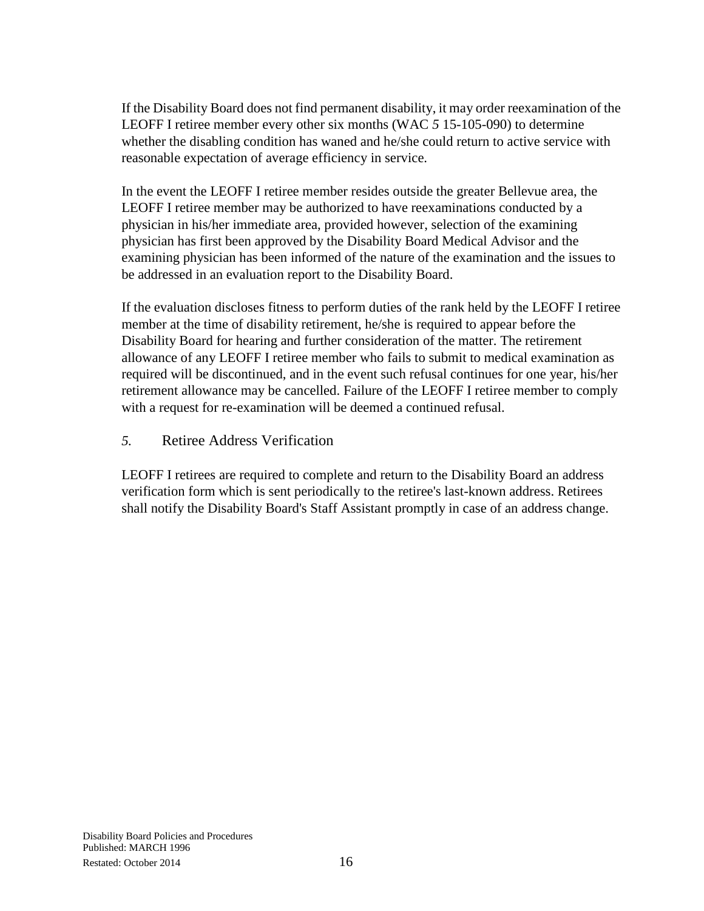If the Disability Board does not find permanent disability, it may order reexamination of the LEOFF I retiree member every other six months (WAC *5* 15-105-090) to determine whether the disabling condition has waned and he/she could return to active service with reasonable expectation of average efficiency in service.

In the event the LEOFF I retiree member resides outside the greater Bellevue area, the LEOFF I retiree member may be authorized to have reexaminations conducted by a physician in his/her immediate area, provided however, selection of the examining physician has first been approved by the Disability Board Medical Advisor and the examining physician has been informed of the nature of the examination and the issues to be addressed in an evaluation report to the Disability Board.

If the evaluation discloses fitness to perform duties of the rank held by the LEOFF I retiree member at the time of disability retirement, he/she is required to appear before the Disability Board for hearing and further consideration of the matter. The retirement allowance of any LEOFF I retiree member who fails to submit to medical examination as required will be discontinued, and in the event such refusal continues for one year, his/her retirement allowance may be cancelled. Failure of the LEOFF I retiree member to comply with a request for re-examination will be deemed a continued refusal.

### *5.* Retiree Address Verification

LEOFF I retirees are required to complete and return to the Disability Board an address verification form which is sent periodically to the retiree's last-known address. Retirees shall notify the Disability Board's Staff Assistant promptly in case of an address change.